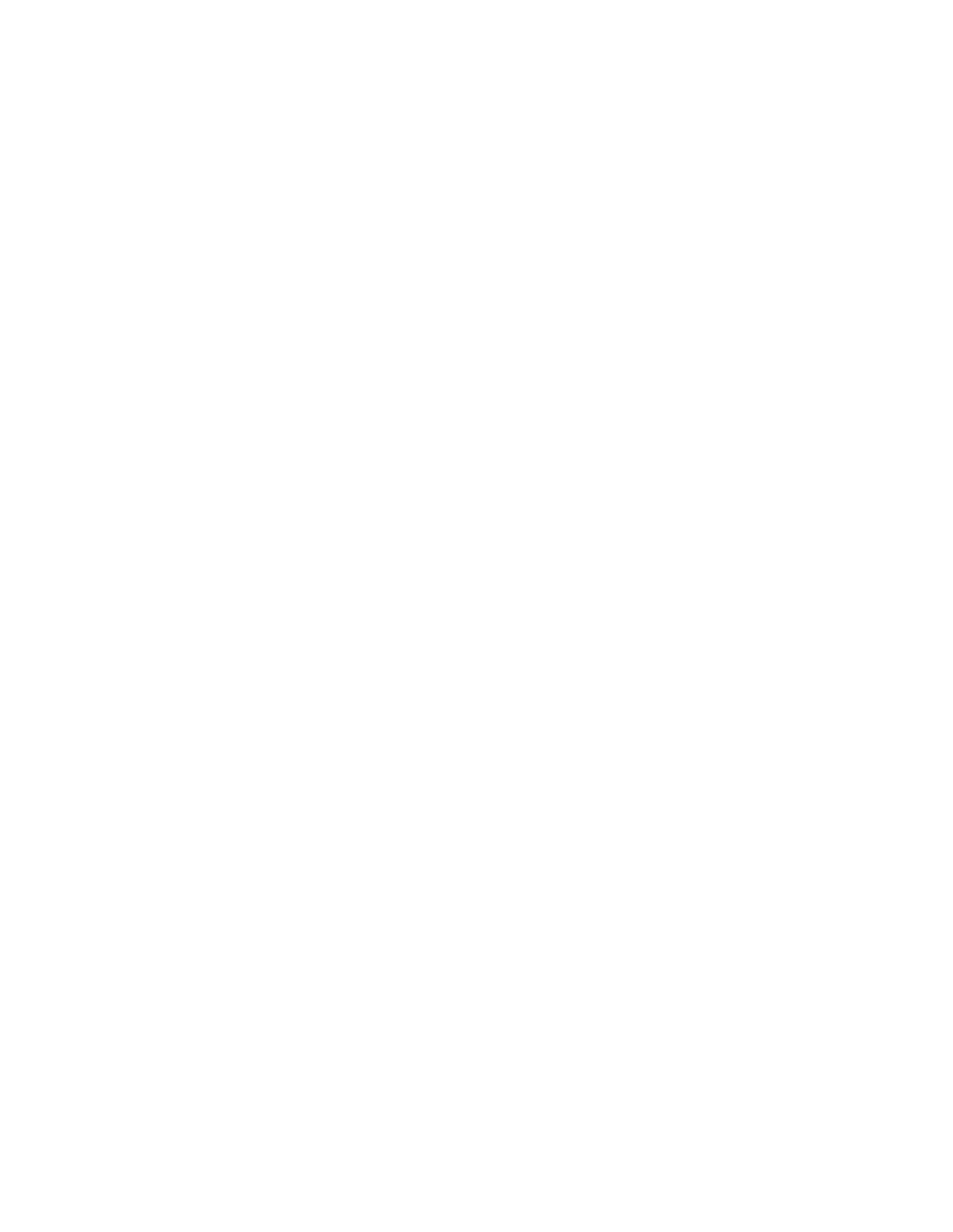**AN ORDER OF THE COMMISSIONERS COURT OF HOCKLEY COUNTY, TEXAS: (1) APPROVING AND ADOPTING THE HOCKLEY COUNTY, TEXAS GUIDELINES AND CRITERIA FOR TAX ABATEMENT AND OTHER ECONOMIC DEVELOPMENT; (2) APPROVING COUNTY ELIGIBILITY TO PARTICIPATE IN TAX ABATEMENT AND OTHER ECONOMIC DEVELOPMENT; AND (3) ESTABLISHING AN EFFECTIVE DATE AND COMPLIANCE WITH THE TEXAS OPEN MEETING ACT.**

**WHEREAS**, Hockley County, Texas ("County") is a county of the State of Texas, having been duly created and organized under the constitution and laws of Texas, and further, the Hockley County Commissioners Court ("Commissioners Court") is the governing body of the County; and

**WHEREAS**, pursuant to Article V, Section 18 of the Texas Constitution, Chapter 381 of the Texas Local Government Code ("Chapter 381"), and Chapter 312 of the Texas Tax Code ("Chapter 312") and other authority, the County may participate in tax abatement agreements and other authorized economic development activities as part of economic development programs designed to stimulate economic development and business and commercial activity in Hockley County, Texas; and

**WHEREAS**, pursuant to Chapters 381 and 312, and the exercise of its lawful authority, discretion, and best business judgment, the Commissioners Court desires by this order to (1) approve, adopt, and implement the **Hockley County, Texas Guidelines and Criteria for Tax Abatement and Other Economic Development** ("Guidelines"), in the form and scope attached as **Exhibit 1**, to stimulate economic development and business and commercial activity in Hockley County, Texas, and (2) approve County eligibility to participate in tax abatement and other economic development as allowed by law; and

**WHEREAS**, the Commissioners Court declares that the successful enactment and implementation of the Guidelines, as described in **Exhibit 1**, shall achieve or substantially accomplish all public purposes described in the Guidelines and this order; and

**NOW, THEREFORE, BE IT RESOLVED AND ORDERED** by the Commissioners Court of Hockley County, Texas, for and on behalf of said County and in the public interest, as follows:

(1) Unless otherwise designated, the past, present, or future tense shall each include the other, the masculine, feminine, or neuter gender shall each include the other, and the singular and plural number shall each include the other where necessary for a correct meaning.

**Order Approving Hockley County, Texas Guidelines and Criteria for Tax Abatement and Other Economic Development; Effective Date: June 20, 2022**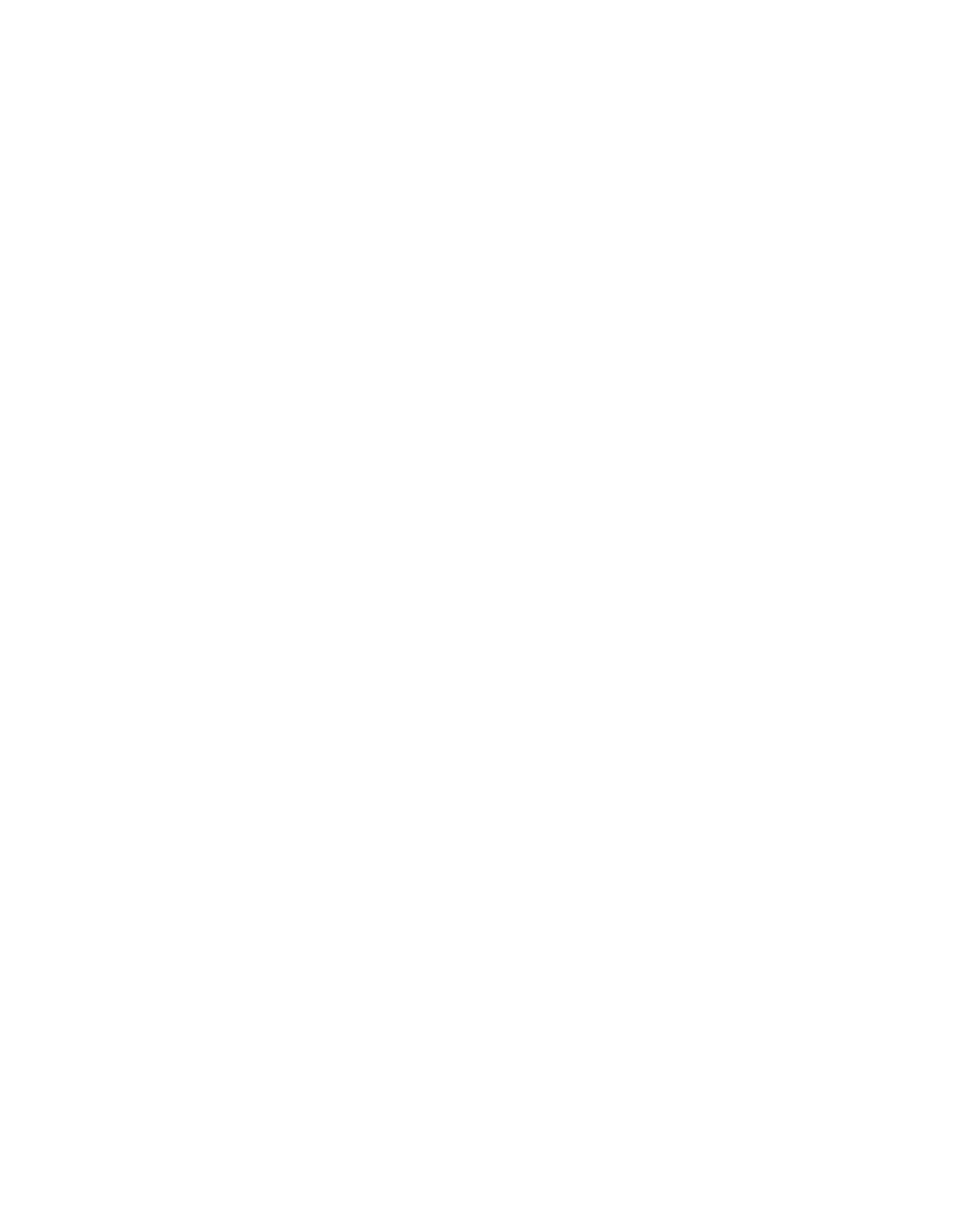- (2) All statements made in the caption, preamble, and preliminary recitals of this instrument, and all attached documents, are incorporated by reference.
- (3) The Commissioners Court hereby approves and adopts, and shall implement, the **Hockley County, Texas Guidelines and Criteria for Tax Abatement and Other Economic Development** in the form and scope attached as **Exhibit 1**, in order to stimulate economic development and business and commercial activity in Hockley County, Texas.
- (4) All prior enacted County guidelines and criteria for tax abatement and other economic development are rescinded, replaced, and superseded by the Guidelines attached as **Exhibit 1**.
- (5) Pursuant to the authority described in this order, the Commissioners Court: (a) elects for Hockley County to become eligible to participate in tax abatement and other economic development; and (b) declares the intent of Hockley County to participate in tax abatement agreements and other economic development agreements, from time to time, through the exercise of the lawful authority, discretion, and best business judgment of the Commissioners Court in order to stimulate economic development and business and commercial activity in Hockley County, Texas.
- (6) All conditions precedent for the lawful approval and adoption of the Guidelines have been accomplished as required by law, including the performance of all required public notice and the holding of a required public hearing.
- (7) This order shall take effect immediately from and after its passage.
- (8) This matter was ordered, approved, and adopted at a meeting held in compliance with Chapter 551 of the Texas Government Code, the Texas Open Meetings Act.

**ORDERED, APPROVED, AND ADOPTED** on the 20<sup>th</sup> day of June, 2022.

## **THE COMMISSIONERS COURT OF HOCKLEY COUNTY, TEXAS**

\_\_\_\_\_\_\_\_\_\_\_\_\_\_\_\_\_\_\_\_\_\_\_\_\_\_\_\_\_\_

County Judge Hockley County, Texas

**Order Approving Hockley County, Texas Guidelines and Criteria for Tax Abatement and Other Economic Development; Effective Date: June 20, 2022**